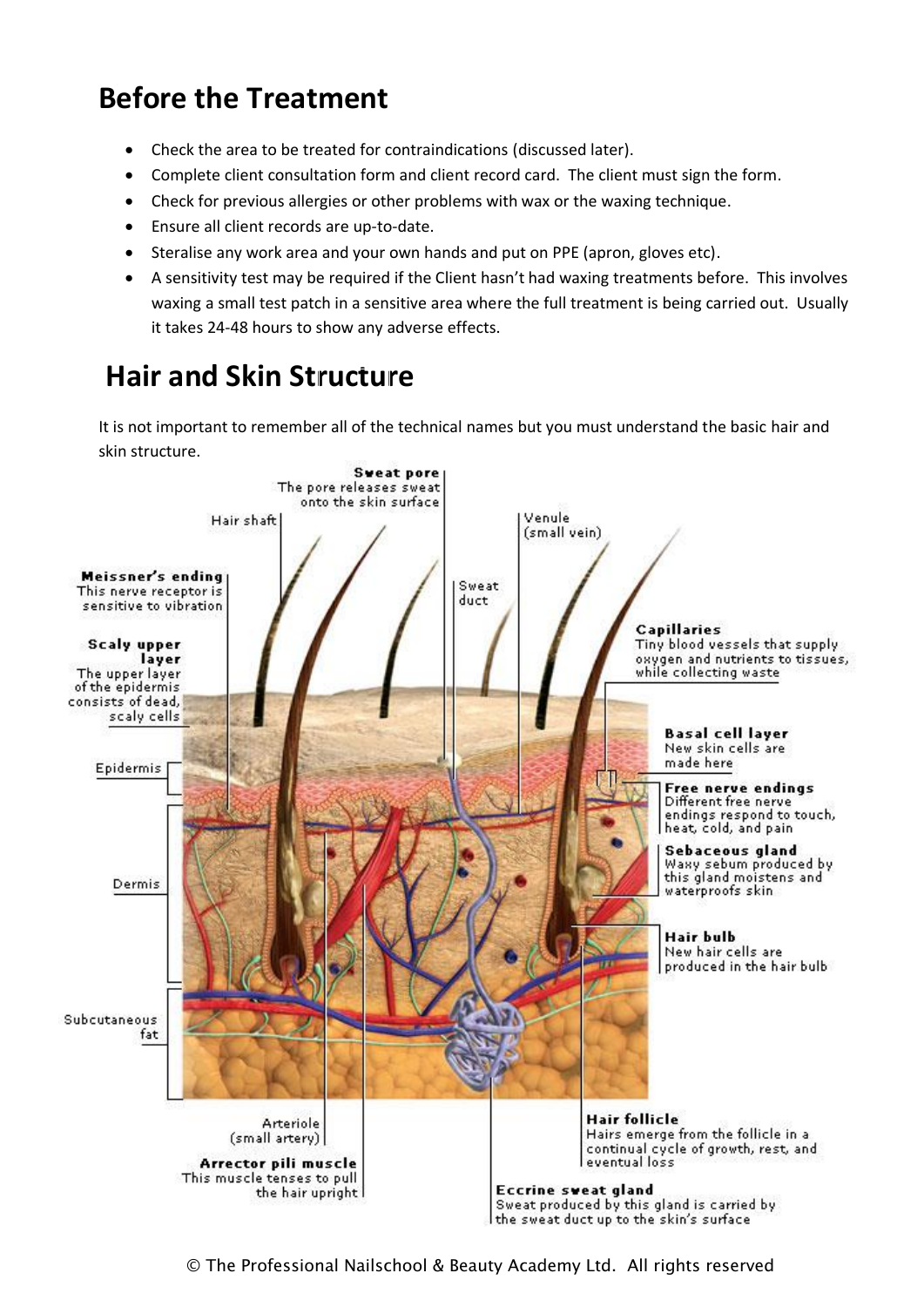# Before the Treatment

- Check the area to be treated for contraindications (discussed later).
- Complete client consultation form and client record card. The client must sign the form.
- Check for previous allergies or other problems with wax or the waxing technique.
- Ensure all client records are up-to-date.
- Steralise any work area and your own hands and put on PPE (apron, gloves etc).
- A sensitivity test may be required if the Client hasn't had waxing treatments before. This involves waxing a small test patch in a sensitive area where the full treatment is being carried out. Usually it takes 24-48 hours to show any adverse effects.

# Hair and Skin Structure

It is not important to remember all of the technical names but you must understand the basic hair and skin structure.

**Sweat pore** The pore releases sweat onto the skin surface

Hair shaft

Venule (small vein)

**Meissner's ending** This nerve receptor is sensitive to vibration

Sweat duct

**Capillaries** Tiny blood vessels that supply oxygen and nutrients to tissues, while collecting waste

**Scaly upper layer** The upper layer of the epidermis consists of dead, scaly cells

**Basal cell layer** New skin cells are made here

Epidermis

**Free nerve endings** Different free nerve endings respond to touch, heat, cold, and pain

Dermis

**Sebaceous gland** Waxy sebum produced by this gland moistens and waterproofs skin

**Hair bulb** New hair cells are produced in the hair bulb

Subcutaneous fat

Arteriole (small artery)

**Hair follicle** Hairs emerge from the follicle in a continual cycle of growth, rest, and eventual loss

**Arrector pili muscle** This muscle tenses to pull the hair upright

**Eccrine sweat gland** Sweat produced by this gland is carried by the sweat duct up to the skin's surface

© The Professional Nailschool & Beauty Academy Ltd. All rights reserved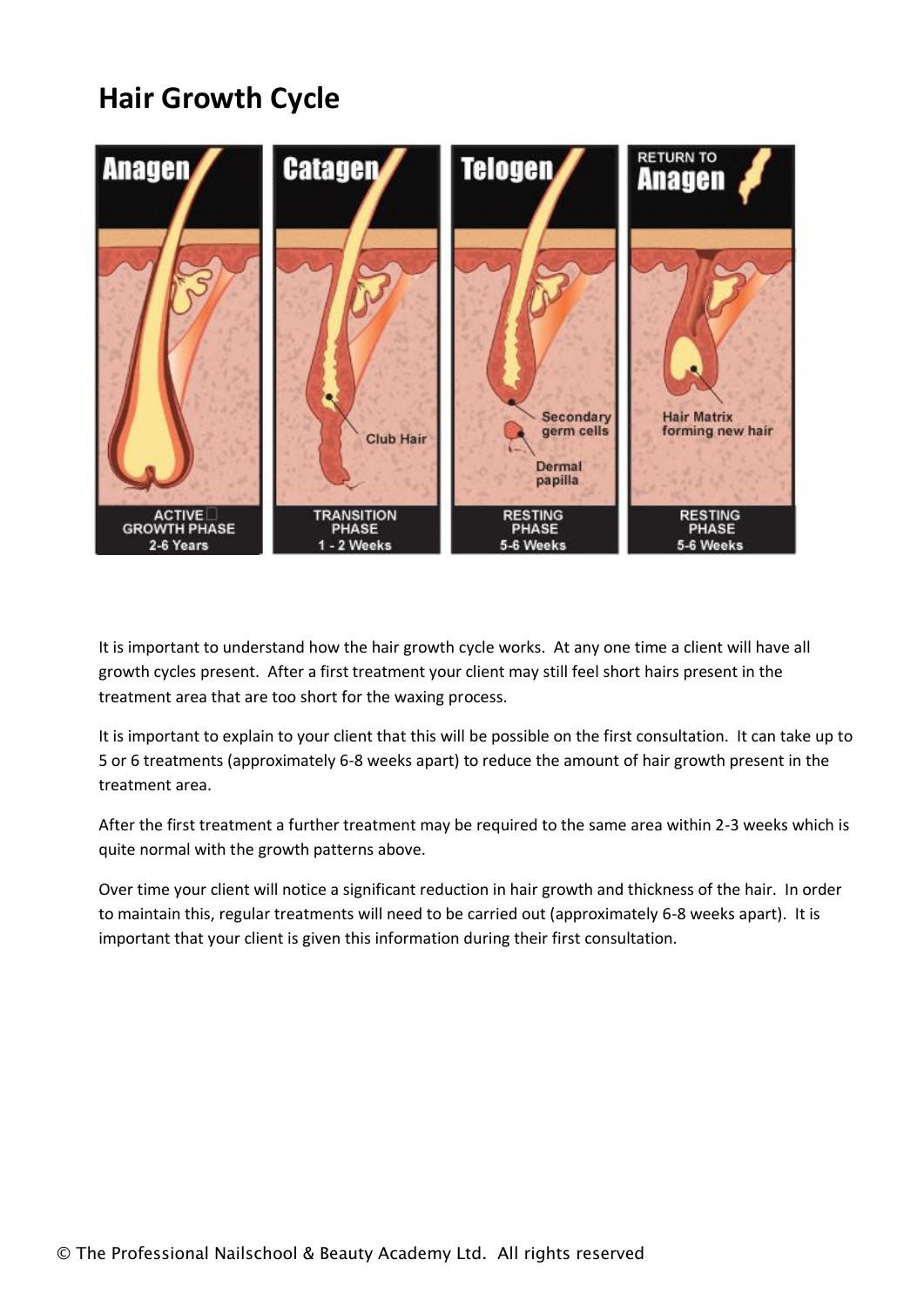# Hair Growth Cycle

Anagen

ACTIVE GROWTH PHASE
2-6 Years

Catagen

Club Hair

TRANSITION PHASE
1 - 2 Weeks

Telogen

Secondary germ cells

Dermal papilla

RESTING PHASE
5-6 Weeks

RETURN TO Anagen

Hair Matrix forming new hair

RESTING PHASE
5-6 Weeks

It is important to understand how the hair growth cycle works. At any one time a client will have all growth cycles present. After a first treatment your client may still feel short hairs present in the treatment area that are too short for the waxing process.

It is important to explain to your client that this will be possible on the first consultation. It can take up to 5 or 6 treatments (approximately 6-8 weeks apart) to reduce the amount of hair growth present in the treatment area.

After the first treatment a further treatment may be required to the same area within 2-3 weeks which is quite normal with the growth patterns above.

Over time your client will notice a significant reduction in hair growth and thickness of the hair. In order to maintain this, regular treatments will need to be carried out (approximately 6-8 weeks apart). It is important that your client is given this information during their first consultation.